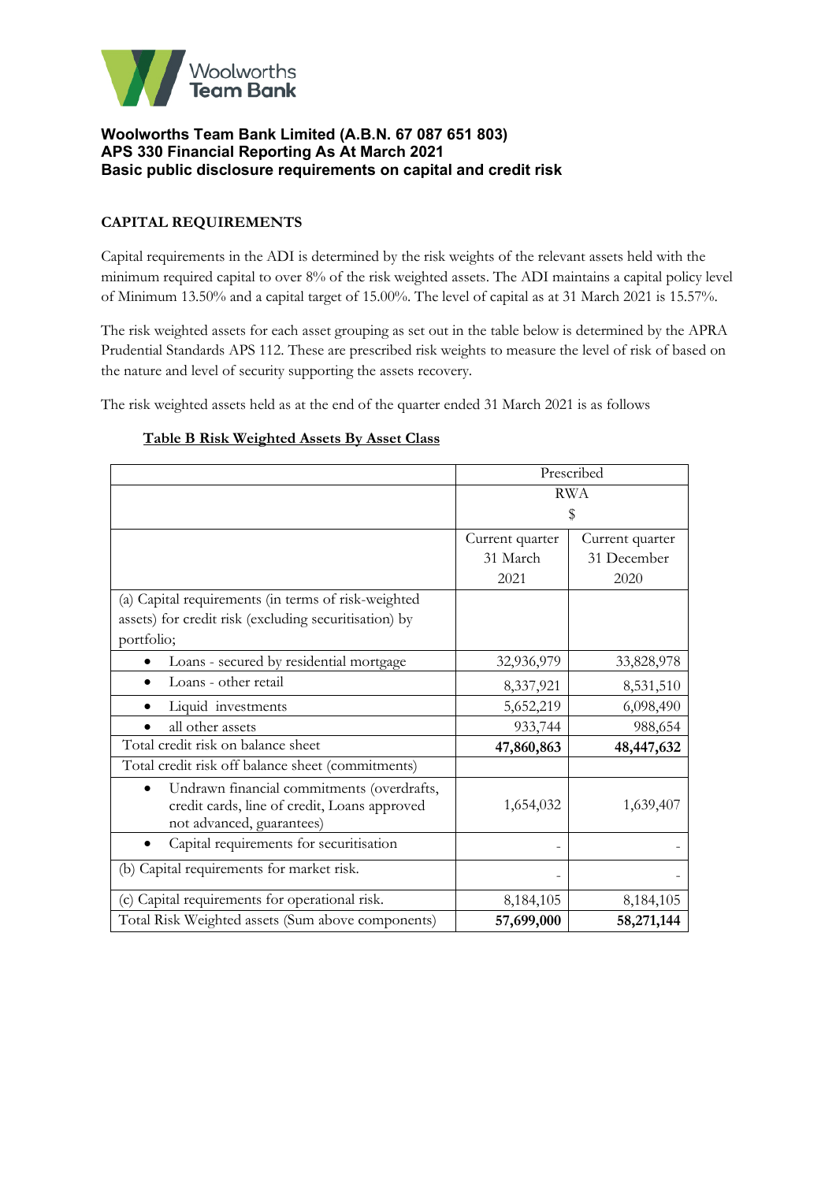# Woolworths Team Bank Limited (A.B.N. 67 087 651 803)
## APS 330 Financial Reporting As At March 2021
## Basic public disclosure requirements on capital and credit risk

### CAPITAL REQUIREMENTS

Capital requirements in the ADI is determined by the risk weights of the relevant assets held with the minimum required capital to over 8% of the risk weighted assets. The ADI maintains a capital policy level of Minimum 13.50% and a capital target of 15.00%. The level of capital as at 31 March 2021 is 15.57%.

The risk weighted assets for each asset grouping as set out in the table below is determined by the APRA Prudential Standards APS 112. These are prescribed risk weights to measure the level of risk of based on the nature and level of security supporting the assets recovery.

The risk weighted assets held as at the end of the quarter ended 31 March 2021 is as follows

**Table B Risk Weighted Assets By Asset Class**

| | Prescribed RWA $ | |
|---|---|---|
| | Current quarter 31 March 2021 | Current quarter 31 December 2020 |
| (a) Capital requirements (in terms of risk-weighted assets) for credit risk (excluding securitisation) by portfolio; | | |
| • Loans - secured by residential mortgage | 32,936,979 | 33,828,978 |
| • Loans - other retail | 8,337,921 | 8,531,510 |
| • Liquid investments | 5,652,219 | 6,098,490 |
| • all other assets | 933,744 | 988,654 |
| Total credit risk on balance sheet | **47,860,863** | **48,447,632** |
| Total credit risk off balance sheet (commitments) | | |
| • Undrawn financial commitments (overdrafts, credit cards, line of credit, Loans approved not advanced, guarantees) | 1,654,032 | 1,639,407 |
| • Capital requirements for securitisation | - | - |
| (b) Capital requirements for market risk. | - | - |
| (c) Capital requirements for operational risk. | 8,184,105 | 8,184,105 |
| Total Risk Weighted assets (Sum above components) | **57,699,000** | **58,271,144** |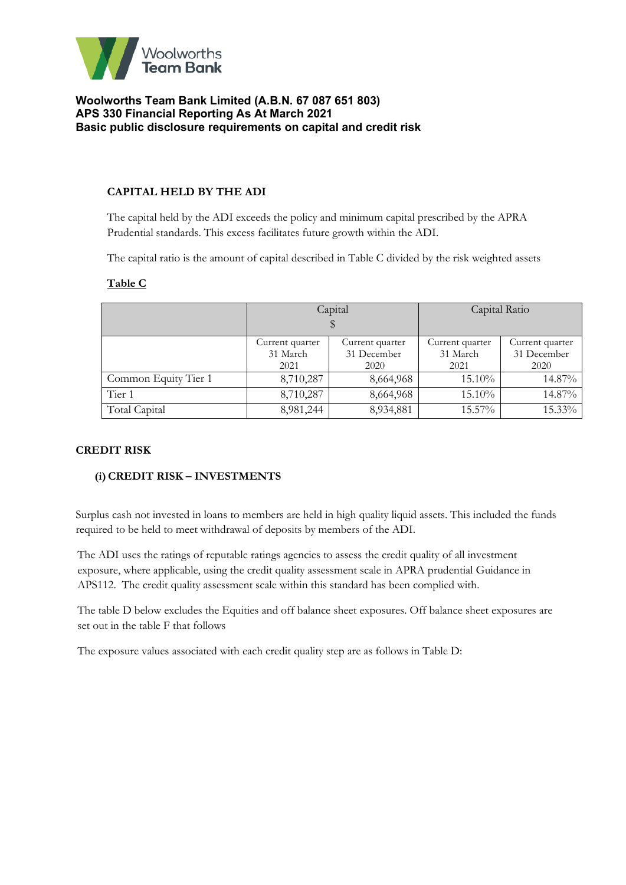# Woolworths Team Bank Limited (A.B.N. 67 087 651 803)
## APS 330 Financial Reporting As At March 2021
## Basic public disclosure requirements on capital and credit risk

### CAPITAL HELD BY THE ADI

The capital held by the ADI exceeds the policy and minimum capital prescribed by the APRA Prudential standards. This excess facilitates future growth within the ADI.

The capital ratio is the amount of capital described in Table C divided by the risk weighted assets

**Table C**

| | Capital $ | | Capital Ratio | |
|---|---|---|---|---|
| | Current quarter 31 March 2021 | Current quarter 31 December 2020 | Current quarter 31 March 2021 | Current quarter 31 December 2020 |
| Common Equity Tier 1 | 8,710,287 | 8,664,968 | 15.10% | 14.87% |
| Tier 1 | 8,710,287 | 8,664,968 | 15.10% | 14.87% |
| Total Capital | 8,981,244 | 8,934,881 | 15.57% | 15.33% |

### CREDIT RISK

#### (i) CREDIT RISK – INVESTMENTS

Surplus cash not invested in loans to members are held in high quality liquid assets. This included the funds required to be held to meet withdrawal of deposits by members of the ADI.

The ADI uses the ratings of reputable ratings agencies to assess the credit quality of all investment exposure, where applicable, using the credit quality assessment scale in APRA prudential Guidance in APS112. The credit quality assessment scale within this standard has been complied with.

The table D below excludes the Equities and off balance sheet exposures. Off balance sheet exposures are set out in the table F that follows

The exposure values associated with each credit quality step are as follows in Table D: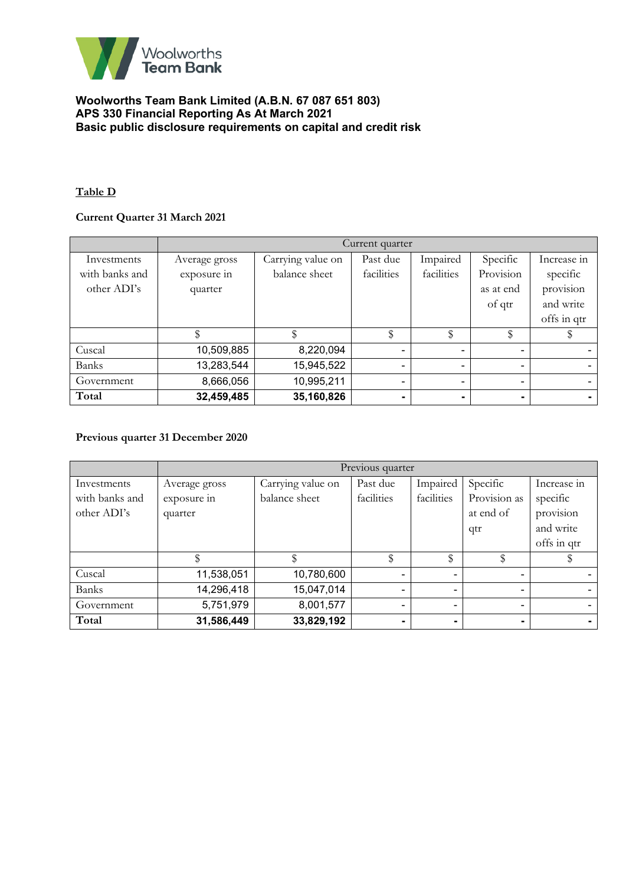**Woolworths Team Bank Limited (A.B.N. 67 087 651 803)**
**APS 330 Financial Reporting As At March 2021**
**Basic public disclosure requirements on capital and credit risk**

**Table D**

**Current Quarter 31 March 2021**

| | Current quarter | | | | | |
|---|---|---|---|---|---|---|
| Investments with banks and other ADI's | Average gross exposure in quarter | Carrying value on balance sheet | Past due facilities | Impaired facilities | Specific Provision as at end of qtr | Increase in specific provision and write offs in qtr |
| | $ | $ | $ | $ | $ | $ |
| Cuscal | 10,509,885 | 8,220,094 | - | - | - | - |
| Banks | 13,283,544 | 15,945,522 | - | - | - | - |
| Government | 8,666,056 | 10,995,211 | - | - | - | - |
| **Total** | **32,459,485** | **35,160,826** | **-** | **-** | **-** | **-** |

**Previous quarter 31 December 2020**

| | Previous quarter | | | | | |
|---|---|---|---|---|---|---|
| Investments with banks and other ADI's | Average gross exposure in quarter | Carrying value on balance sheet | Past due facilities | Impaired facilities | Specific Provision as at end of qtr | Increase in specific provision and write offs in qtr |
| | $ | $ | $ | $ | $ | $ |
| Cuscal | 11,538,051 | 10,780,600 | - | - | - | - |
| Banks | 14,296,418 | 15,047,014 | - | - | - | - |
| Government | 5,751,979 | 8,001,577 | - | - | - | - |
| **Total** | **31,586,449** | **33,829,192** | **-** | **-** | **-** | **-** |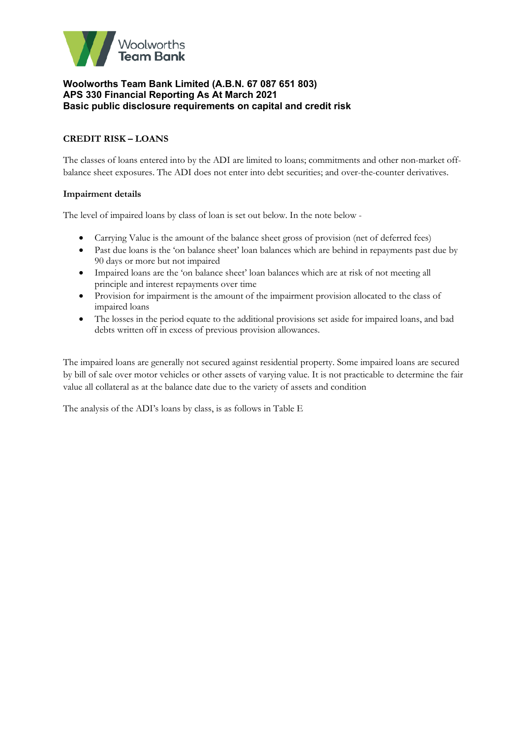**Woolworths Team Bank Limited (A.B.N. 67 087 651 803)**
**APS 330 Financial Reporting As At March 2021**
**Basic public disclosure requirements on capital and credit risk**

## CREDIT RISK – LOANS

The classes of loans entered into by the ADI are limited to loans; commitments and other non-market off-balance sheet exposures. The ADI does not enter into debt securities; and over-the-counter derivatives.

### Impairment details

The level of impaired loans by class of loan is set out below. In the note below -

- Carrying Value is the amount of the balance sheet gross of provision (net of deferred fees)
- Past due loans is the 'on balance sheet' loan balances which are behind in repayments past due by 90 days or more but not impaired
- Impaired loans are the 'on balance sheet' loan balances which are at risk of not meeting all principle and interest repayments over time
- Provision for impairment is the amount of the impairment provision allocated to the class of impaired loans
- The losses in the period equate to the additional provisions set aside for impaired loans, and bad debts written off in excess of previous provision allowances.

The impaired loans are generally not secured against residential property. Some impaired loans are secured by bill of sale over motor vehicles or other assets of varying value. It is not practicable to determine the fair value all collateral as at the balance date due to the variety of assets and condition

The analysis of the ADI's loans by class, is as follows in Table E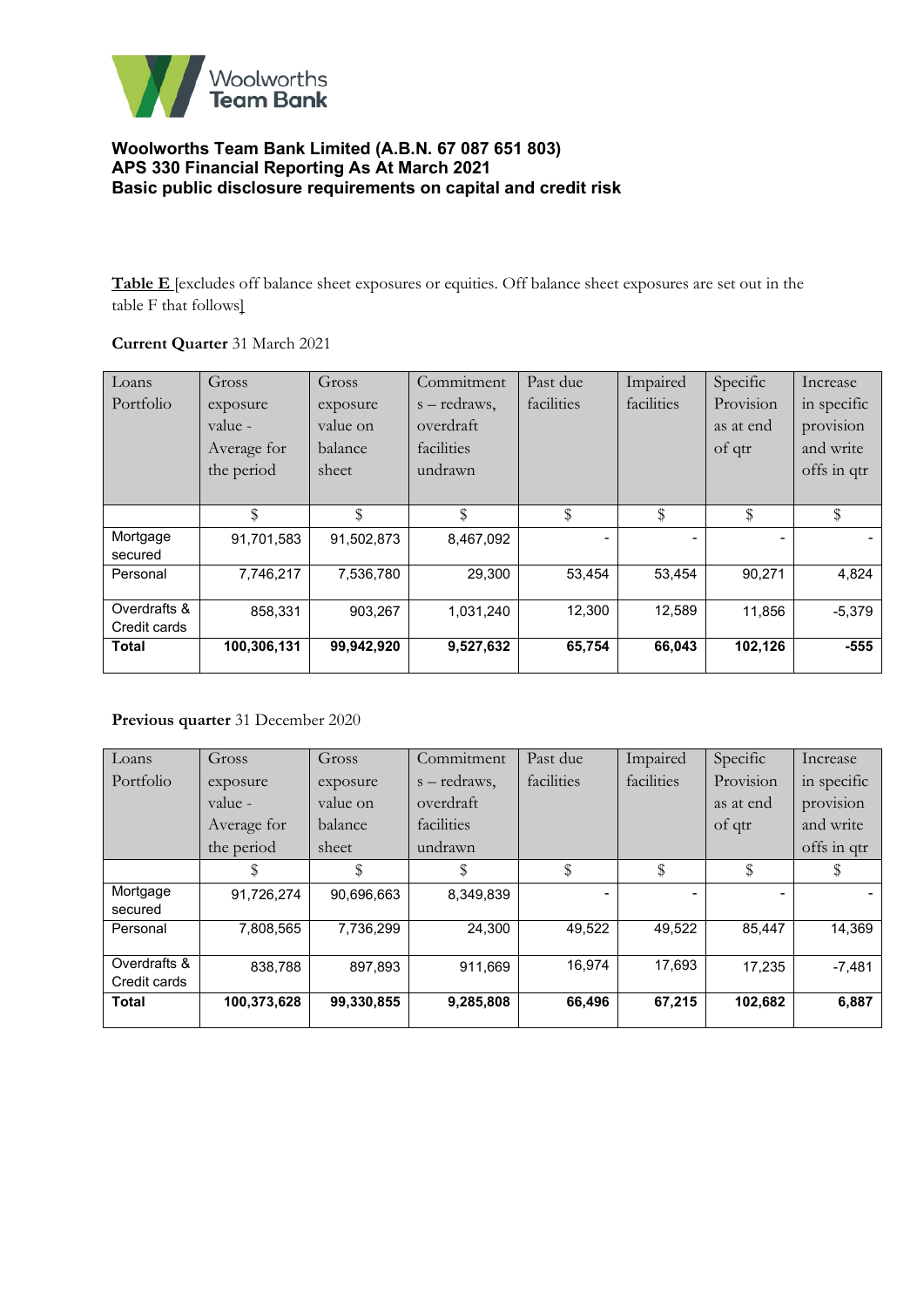**Woolworths Team Bank Limited (A.B.N. 67 087 651 803)**
**APS 330 Financial Reporting As At March 2021**
**Basic public disclosure requirements on capital and credit risk**

**Table E** [excludes off balance sheet exposures or equities. Off balance sheet exposures are set out in the table F that follows]

**Current Quarter** 31 March 2021

| Loans Portfolio | Gross exposure value - Average for the period | Gross exposure value on balance sheet | Commitments – redraws, overdraft facilities undrawn | Past due facilities | Impaired facilities | Specific Provision as at end of qtr | Increase in specific provision and write offs in qtr |
|---|---|---|---|---|---|---|---|
| | $ | $ | $ | $ | $ | $ | $ |
| Mortgage secured | 91,701,583 | 91,502,873 | 8,467,092 | - | - | - | - |
| Personal | 7,746,217 | 7,536,780 | 29,300 | 53,454 | 53,454 | 90,271 | 4,824 |
| Overdrafts & Credit cards | 858,331 | 903,267 | 1,031,240 | 12,300 | 12,589 | 11,856 | -5,379 |
| **Total** | **100,306,131** | **99,942,920** | **9,527,632** | **65,754** | **66,043** | **102,126** | **-555** |

**Previous quarter** 31 December 2020

| Loans Portfolio | Gross exposure value - Average for the period | Gross exposure value on balance sheet | Commitments – redraws, overdraft facilities undrawn | Past due facilities | Impaired facilities | Specific Provision as at end of qtr | Increase in specific provision and write offs in qtr |
|---|---|---|---|---|---|---|---|
| | $ | $ | $ | $ | $ | $ | $ |
| Mortgage secured | 91,726,274 | 90,696,663 | 8,349,839 | - | - | - | - |
| Personal | 7,808,565 | 7,736,299 | 24,300 | 49,522 | 49,522 | 85,447 | 14,369 |
| Overdrafts & Credit cards | 838,788 | 897,893 | 911,669 | 16,974 | 17,693 | 17,235 | -7,481 |
| **Total** | **100,373,628** | **99,330,855** | **9,285,808** | **66,496** | **67,215** | **102,682** | **6,887** |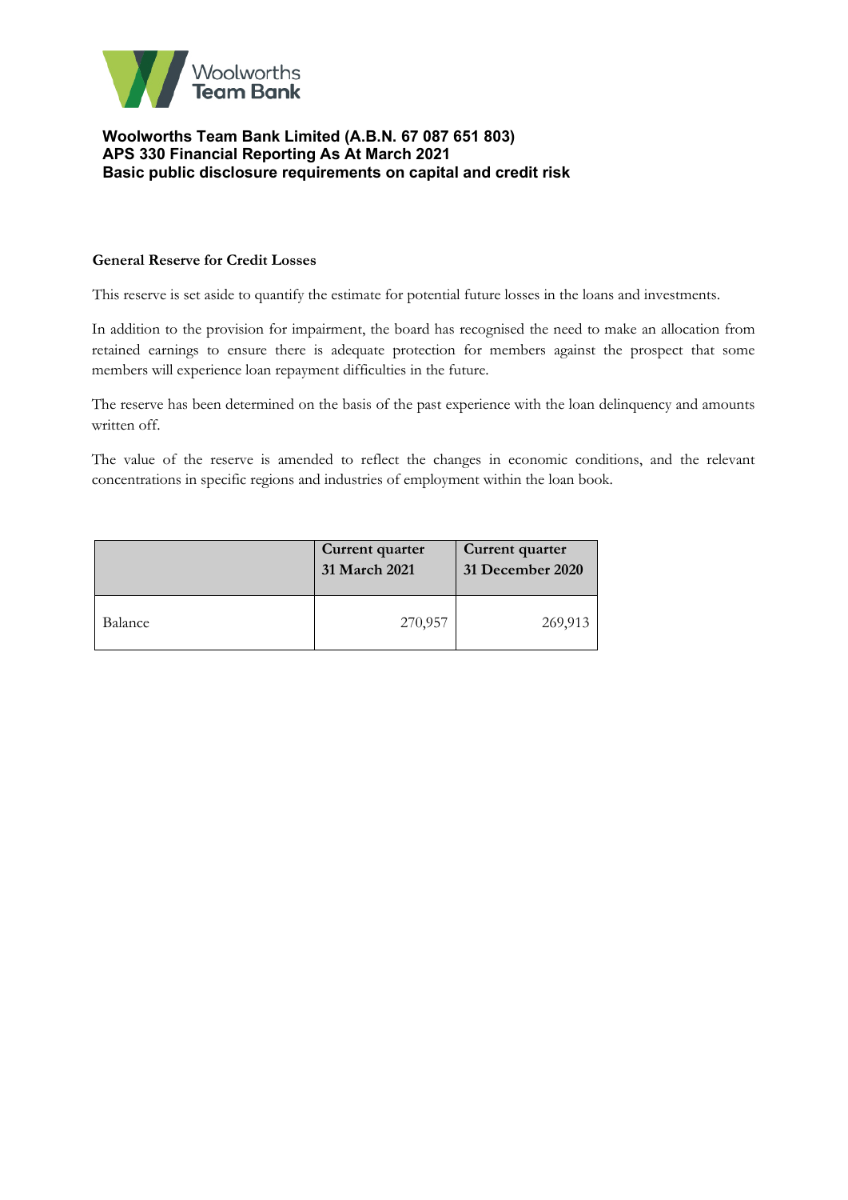# Woolworths Team Bank Limited (A.B.N. 67 087 651 803)
## APS 330 Financial Reporting As At March 2021
## Basic public disclosure requirements on capital and credit risk

**General Reserve for Credit Losses**

This reserve is set aside to quantify the estimate for potential future losses in the loans and investments.

In addition to the provision for impairment, the board has recognised the need to make an allocation from retained earnings to ensure there is adequate protection for members against the prospect that some members will experience loan repayment difficulties in the future.

The reserve has been determined on the basis of the past experience with the loan delinquency and amounts written off.

The value of the reserve is amended to reflect the changes in economic conditions, and the relevant concentrations in specific regions and industries of employment within the loan book.

| | Current quarter 31 March 2021 | Current quarter 31 December 2020 |
|---|---|---|
| Balance | 270,957 | 269,913 |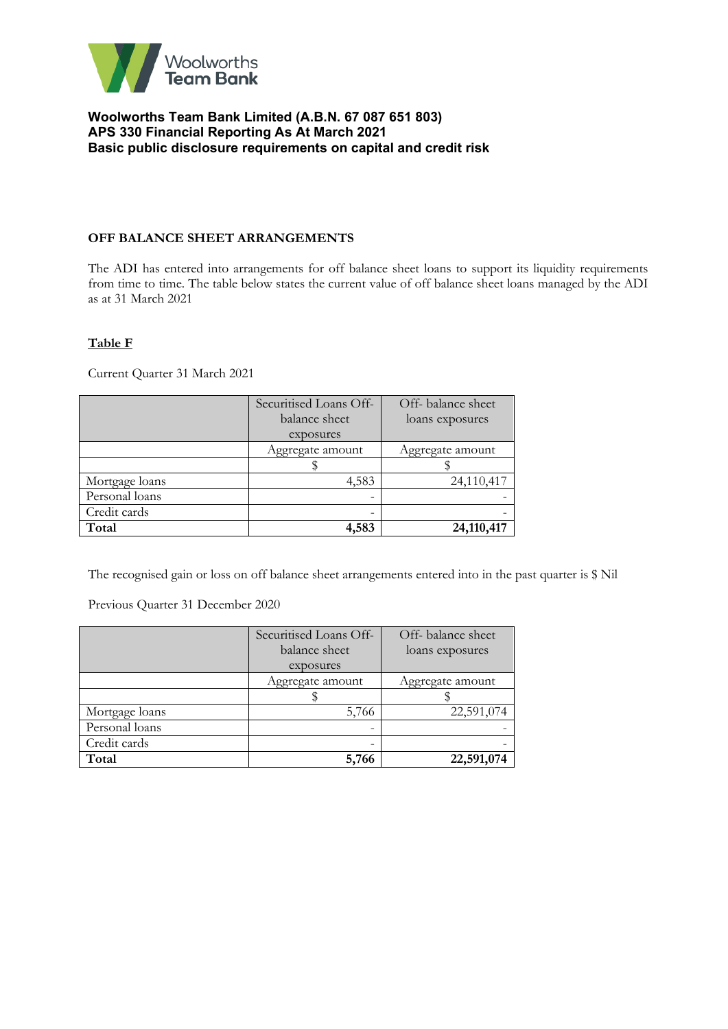Woolworths Team Bank

**Woolworths Team Bank Limited (A.B.N. 67 087 651 803)**
**APS 330 Financial Reporting As At March 2021**
**Basic public disclosure requirements on capital and credit risk**

**OFF BALANCE SHEET ARRANGEMENTS**

The ADI has entered into arrangements for off balance sheet loans to support its liquidity requirements from time to time. The table below states the current value of off balance sheet loans managed by the ADI as at 31 March 2021

**Table F**

Current Quarter 31 March 2021

| | Securitised Loans Off-balance sheet exposures | Off- balance sheet loans exposures |
|---|---|---|
| | Aggregate amount | Aggregate amount |
| | $ | $ |
| Mortgage loans | 4,583 | 24,110,417 |
| Personal loans | - | - |
| Credit cards | - | - |
| **Total** | **4,583** | **24,110,417** |

The recognised gain or loss on off balance sheet arrangements entered into in the past quarter is $ Nil

Previous Quarter 31 December 2020

| | Securitised Loans Off-balance sheet exposures | Off- balance sheet loans exposures |
|---|---|---|
| | Aggregate amount | Aggregate amount |
| | $ | $ |
| Mortgage loans | 5,766 | 22,591,074 |
| Personal loans | - | - |
| Credit cards | - | - |
| **Total** | **5,766** | **22,591,074** |